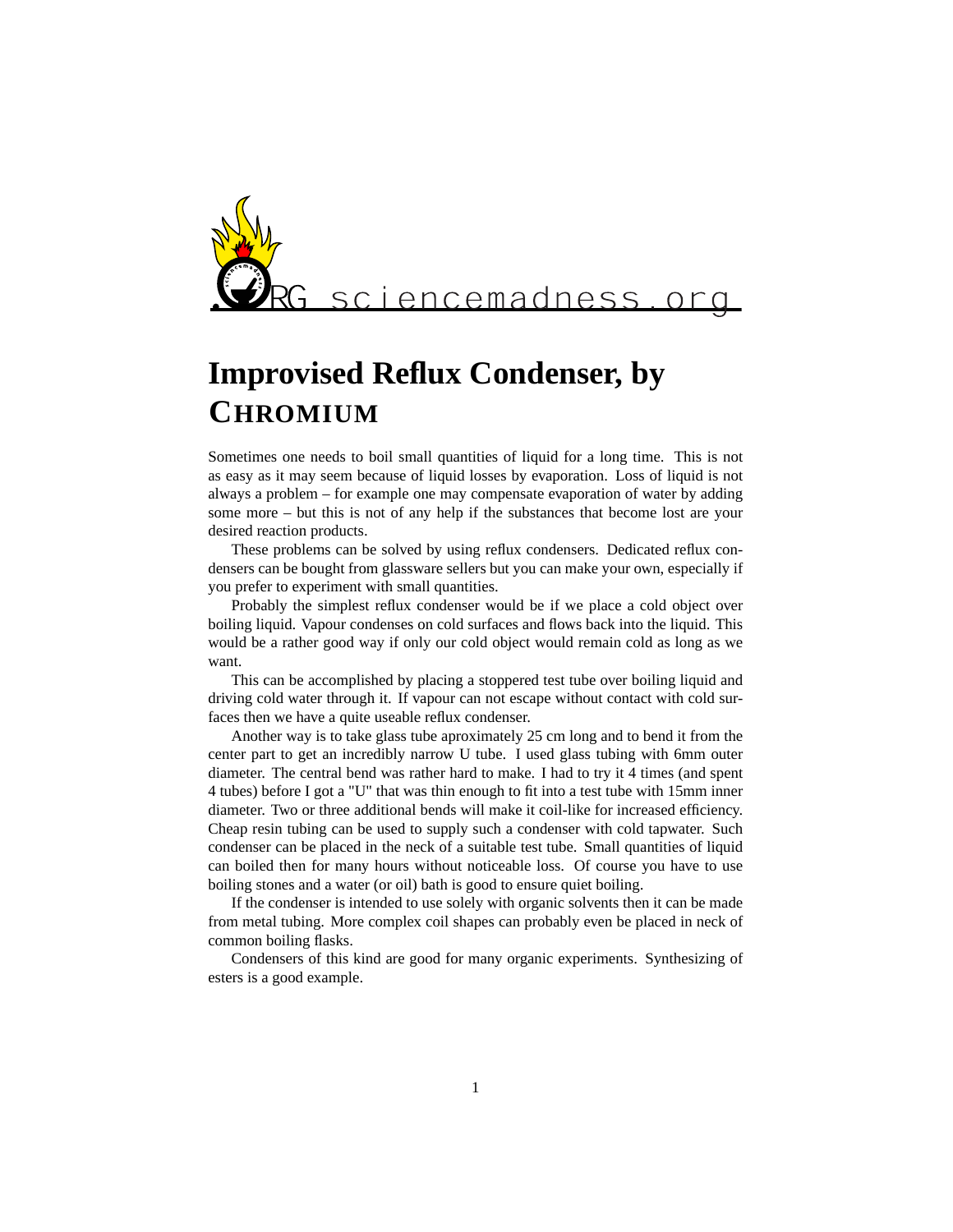# Improvised Reflux Condenser, by CHROMIUM

Sometimes one needs to boil small quantities of liquid for a long time. This is not as easy as it may seem because of liquid losses by evaporation. Loss of liquid is not always a problem – for example one may compensate evaporation of water by adding some more – but this is not of any help if the substances that become lost are your desired reaction products.

These problems can be solved by using reflux condensers. Dedicated reflux condensers can be bought from glassware sellers but you can make your own, especially if you prefer to experiment with small quantities.

Probably the simplest reflux condenser would be if we place a cold object over boiling liquid. Vapour condenses on cold surfaces and flows back into the liquid. This would be a rather good way if only our cold object would remain cold as long as we want.

This can be accomplished by placing a stoppered test tube over boiling liquid and driving cold water through it. If vapour can not escape without contact with cold surfaces then we have a quite useable reflux condenser.

Another way is to take glass tube aproximately 25 cm long and to bend it from the center part to get an incredibly narrow U tube. I used glass tubing with 6mm outer diameter. The central bend was rather hard to make. I had to try it 4 times (and spent 4 tubes) before I got a "U" that was thin enough to fit into a test tube with 15mm inner diameter. Two or three additional bends will make it coil-like for increased efficiency. Cheap resin tubing can be used to supply such a condenser with cold tapwater. Such condenser can be placed in the neck of a suitable test tube. Small quantities of liquid can boiled then for many hours without noticeable loss. Of course you have to use boiling stones and a water (or oil) bath is good to ensure quiet boiling.

If the condenser is intended to use solely with organic solvents then it can be made from metal tubing. More complex coil shapes can probably even be placed in neck of common boiling flasks.

Condensers of this kind are good for many organic experiments. Synthesizing of esters is a good example.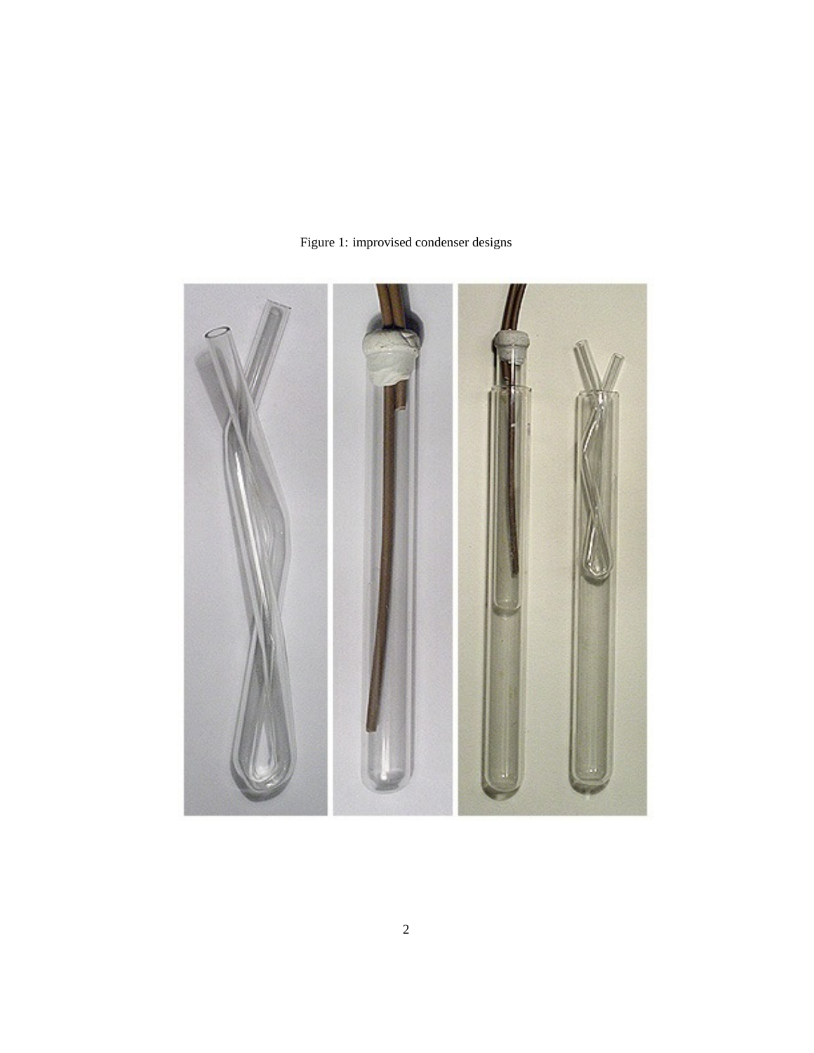Figure 1: improvised condenser designs